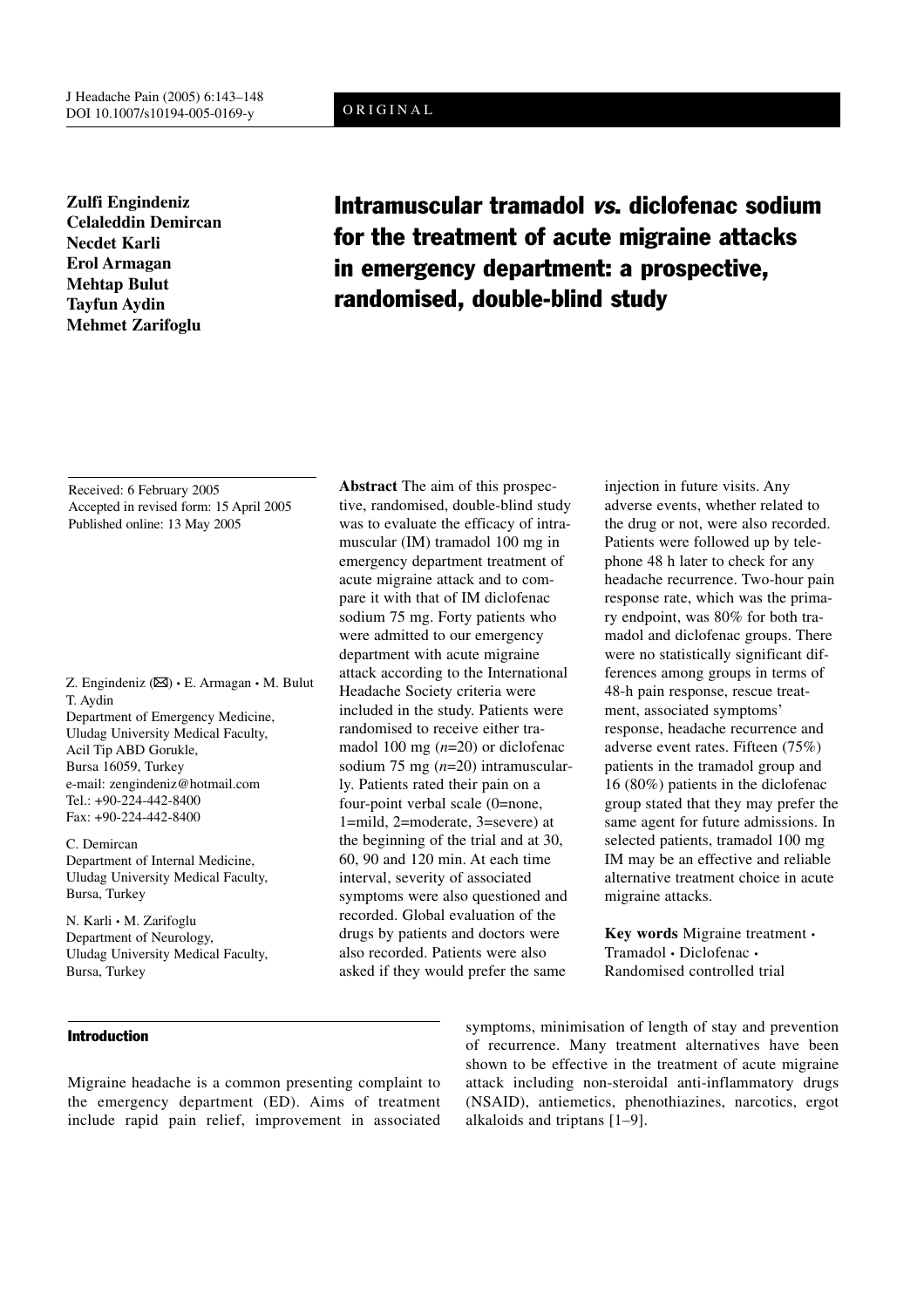ORIGINAL

**Zulfi Engindeniz**
**Celaleddin Demircan**
**Necdet Karli**
**Erol Armagan**
**Mehtap Bulut**
**Tayfun Aydin**
**Mehmet Zarifoglu**

# Intramuscular tramadol *vs.* diclofenac sodium for the treatment of acute migraine attacks in emergency department: a prospective, randomised, double-blind study

Received: 6 February 2005
Accepted in revised form: 15 April 2005
Published online: 13 May 2005

Z. Engindeniz (✉) • E. Armagan • M. Bulut
T. Aydin
Department of Emergency Medicine,
Uludag University Medical Faculty,
Acil Tip ABD Gorukle,
Bursa 16059, Turkey
e-mail: zengindeniz@hotmail.com
Tel.: +90-224-442-8400
Fax: +90-224-442-8400

C. Demircan
Department of Internal Medicine,
Uludag University Medical Faculty,
Bursa, Turkey

N. Karli • M. Zarifoglu
Department of Neurology,
Uludag University Medical Faculty,
Bursa, Turkey

**Abstract** The aim of this prospective, randomised, double-blind study was to evaluate the efficacy of intramuscular (IM) tramadol 100 mg in emergency department treatment of acute migraine attack and to compare it with that of IM diclofenac sodium 75 mg. Forty patients who were admitted to our emergency department with acute migraine attack according to the International Headache Society criteria were included in the study. Patients were randomised to receive either tramadol 100 mg ($n$=20) or diclofenac sodium 75 mg ($n$=20) intramuscularly. Patients rated their pain on a four-point verbal scale (0=none, 1=mild, 2=moderate, 3=severe) at the beginning of the trial and at 30, 60, 90 and 120 min. At each time interval, severity of associated symptoms were also questioned and recorded. Global evaluation of the drugs by patients and doctors were also recorded. Patients were also asked if they would prefer the same injection in future visits. Any adverse events, whether related to the drug or not, were also recorded. Patients were followed up by telephone 48 h later to check for any headache recurrence. Two-hour pain response rate, which was the primary endpoint, was 80% for both tramadol and diclofenac groups. There were no statistically significant differences among groups in terms of 48-h pain response, rescue treatment, associated symptoms' response, headache recurrence and adverse event rates. Fifteen (75%) patients in the tramadol group and 16 (80%) patients in the diclofenac group stated that they may prefer the same agent for future admissions. In selected patients, tramadol 100 mg IM may be an effective and reliable alternative treatment choice in acute migraine attacks.

**Key words** Migraine treatment • Tramadol • Diclofenac • Randomised controlled trial

## Introduction

Migraine headache is a common presenting complaint to the emergency department (ED). Aims of treatment include rapid pain relief, improvement in associated symptoms, minimisation of length of stay and prevention of recurrence. Many treatment alternatives have been shown to be effective in the treatment of acute migraine attack including non-steroidal anti-inflammatory drugs (NSAID), antiemetics, phenothiazines, narcotics, ergot alkaloids and triptans [1–9].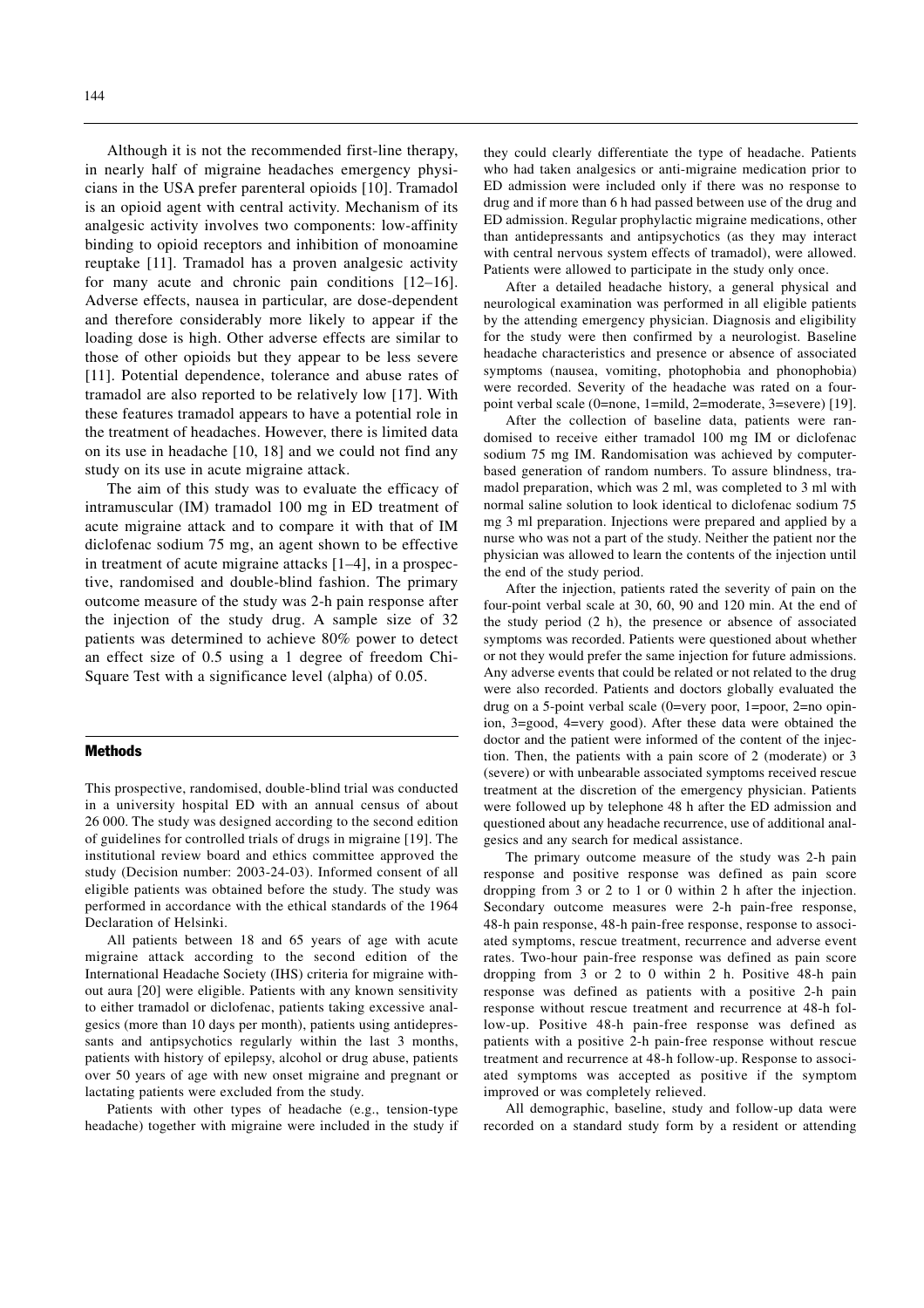Although it is not the recommended first-line therapy, in nearly half of migraine headaches emergency physicians in the USA prefer parenteral opioids [10]. Tramadol is an opioid agent with central activity. Mechanism of its analgesic activity involves two components: low-affinity binding to opioid receptors and inhibition of monoamine reuptake [11]. Tramadol has a proven analgesic activity for many acute and chronic pain conditions [12–16]. Adverse effects, nausea in particular, are dose-dependent and therefore considerably more likely to appear if the loading dose is high. Other adverse effects are similar to those of other opioids but they appear to be less severe [11]. Potential dependence, tolerance and abuse rates of tramadol are also reported to be relatively low [17]. With these features tramadol appears to have a potential role in the treatment of headaches. However, there is limited data on its use in headache [10, 18] and we could not find any study on its use in acute migraine attack.

The aim of this study was to evaluate the efficacy of intramuscular (IM) tramadol 100 mg in ED treatment of acute migraine attack and to compare it with that of IM diclofenac sodium 75 mg, an agent shown to be effective in treatment of acute migraine attacks [1–4], in a prospective, randomised and double-blind fashion. The primary outcome measure of the study was 2-h pain response after the injection of the study drug. A sample size of 32 patients was determined to achieve 80% power to detect an effect size of 0.5 using a 1 degree of freedom Chi-Square Test with a significance level (alpha) of 0.05.

## Methods

This prospective, randomised, double-blind trial was conducted in a university hospital ED with an annual census of about 26 000. The study was designed according to the second edition of guidelines for controlled trials of drugs in migraine [19]. The institutional review board and ethics committee approved the study (Decision number: 2003-24-03). Informed consent of all eligible patients was obtained before the study. The study was performed in accordance with the ethical standards of the 1964 Declaration of Helsinki.

All patients between 18 and 65 years of age with acute migraine attack according to the second edition of the International Headache Society (IHS) criteria for migraine without aura [20] were eligible. Patients with any known sensitivity to either tramadol or diclofenac, patients taking excessive analgesics (more than 10 days per month), patients using antidepressants and antipsychotics regularly within the last 3 months, patients with history of epilepsy, alcohol or drug abuse, patients over 50 years of age with new onset migraine and pregnant or lactating patients were excluded from the study.

Patients with other types of headache (e.g., tension-type headache) together with migraine were included in the study if they could clearly differentiate the type of headache. Patients who had taken analgesics or anti-migraine medication prior to ED admission were included only if there was no response to drug and if more than 6 h had passed between use of the drug and ED admission. Regular prophylactic migraine medications, other than antidepressants and antipsychotics (as they may interact with central nervous system effects of tramadol), were allowed. Patients were allowed to participate in the study only once.

After a detailed headache history, a general physical and neurological examination was performed in all eligible patients by the attending emergency physician. Diagnosis and eligibility for the study were then confirmed by a neurologist. Baseline headache characteristics and presence or absence of associated symptoms (nausea, vomiting, photophobia and phonophobia) were recorded. Severity of the headache was rated on a four-point verbal scale (0=none, 1=mild, 2=moderate, 3=severe) [19].

After the collection of baseline data, patients were randomised to receive either tramadol 100 mg IM or diclofenac sodium 75 mg IM. Randomisation was achieved by computer-based generation of random numbers. To assure blindness, tramadol preparation, which was 2 ml, was completed to 3 ml with normal saline solution to look identical to diclofenac sodium 75 mg 3 ml preparation. Injections were prepared and applied by a nurse who was not a part of the study. Neither the patient nor the physician was allowed to learn the contents of the injection until the end of the study period.

After the injection, patients rated the severity of pain on the four-point verbal scale at 30, 60, 90 and 120 min. At the end of the study period (2 h), the presence or absence of associated symptoms was recorded. Patients were questioned about whether or not they would prefer the same injection for future admissions. Any adverse events that could be related or not related to the drug were also recorded. Patients and doctors globally evaluated the drug on a 5-point verbal scale (0=very poor, 1=poor, 2=no opinion, 3=good, 4=very good). After these data were obtained the doctor and the patient were informed of the content of the injection. Then, the patients with a pain score of 2 (moderate) or 3 (severe) or with unbearable associated symptoms received rescue treatment at the discretion of the emergency physician. Patients were followed up by telephone 48 h after the ED admission and questioned about any headache recurrence, use of additional analgesics and any search for medical assistance.

The primary outcome measure of the study was 2-h pain response and positive response was defined as pain score dropping from 3 or 2 to 1 or 0 within 2 h after the injection. Secondary outcome measures were 2-h pain-free response, 48-h pain response, 48-h pain-free response, response to associated symptoms, rescue treatment, recurrence and adverse event rates. Two-hour pain-free response was defined as pain score dropping from 3 or 2 to 0 within 2 h. Positive 48-h pain response was defined as patients with a positive 2-h pain response without rescue treatment and recurrence at 48-h follow-up. Positive 48-h pain-free response was defined as patients with a positive 2-h pain-free response without rescue treatment and recurrence at 48-h follow-up. Response to associated symptoms was accepted as positive if the symptom improved or was completely relieved.

All demographic, baseline, study and follow-up data were recorded on a standard study form by a resident or attending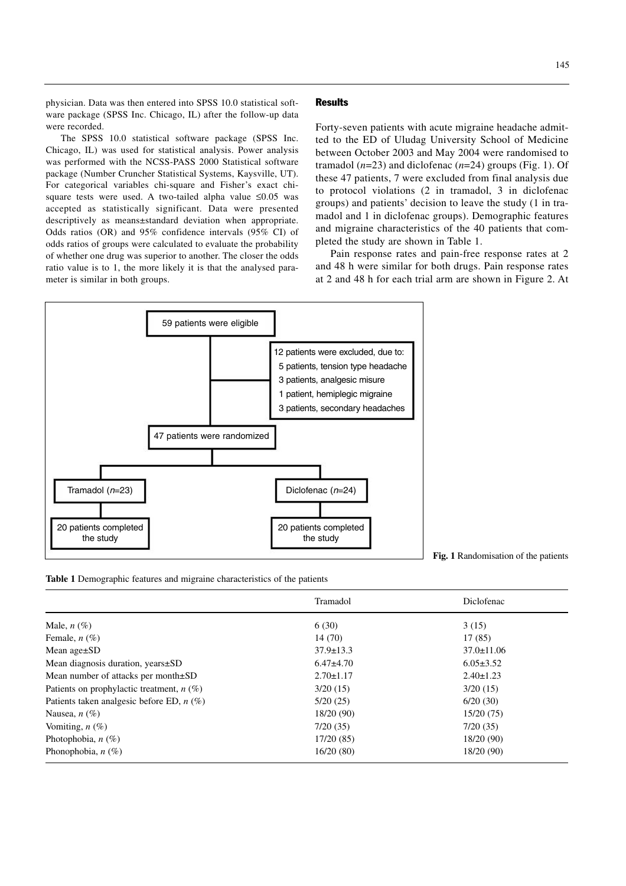physician. Data was then entered into SPSS 10.0 statistical software package (SPSS Inc. Chicago, IL) after the follow-up data were recorded.

The SPSS 10.0 statistical software package (SPSS Inc. Chicago, IL) was used for statistical analysis. Power analysis was performed with the NCSS-PASS 2000 Statistical software package (Number Cruncher Statistical Systems, Kaysville, UT). For categorical variables chi-square and Fisher's exact chi-square tests were used. A two-tailed alpha value ≤0.05 was accepted as statistically significant. Data were presented descriptively as means±standard deviation when appropriate. Odds ratios (OR) and 95% confidence intervals (95% CI) of odds ratios of groups were calculated to evaluate the probability of whether one drug was superior to another. The closer the odds ratio value is to 1, the more likely it is that the analysed parameter is similar in both groups.

## Results

Forty-seven patients with acute migraine headache admitted to the ED of Uludag University School of Medicine between October 2003 and May 2004 were randomised to tramadol (*n*=23) and diclofenac (*n*=24) groups (Fig. 1). Of these 47 patients, 7 were excluded from final analysis due to protocol violations (2 in tramadol, 3 in diclofenac groups) and patients' decision to leave the study (1 in tramadol and 1 in diclofenac groups). Demographic features and migraine characteristics of the 40 patients that completed the study are shown in Table 1.

Pain response rates and pain-free response rates at 2 and 48 h were similar for both drugs. Pain response rates at 2 and 48 h for each trial arm are shown in Figure 2. At

59 patients were eligible

12 patients were excluded, due to:
- 5 patients, tension type headache
- 3 patients, analgesic misure
- 1 patient, hemiplegic migraine
- 3 patients, secondary headaches

47 patients were randomized

Tramadol (*n*=23) → 20 patients completed the study

Diclofenac (*n*=24) → 20 patients completed the study

**Fig. 1** Randomisation of the patients

**Table 1** Demographic features and migraine characteristics of the patients

| | Tramadol | Diclofenac |
|---|---|---|
| Male, *n* (%) | 6 (30) | 3 (15) |
| Female, *n* (%) | 14 (70) | 17 (85) |
| Mean age±SD | 37.9±13.3 | 37.0±11.06 |
| Mean diagnosis duration, years±SD | 6.47±4.70 | 6.05±3.52 |
| Mean number of attacks per month±SD | 2.70±1.17 | 2.40±1.23 |
| Patients on prophylactic treatment, *n* (%) | 3/20 (15) | 3/20 (15) |
| Patients taken analgesic before ED, *n* (%) | 5/20 (25) | 6/20 (30) |
| Nausea, *n* (%) | 18/20 (90) | 15/20 (75) |
| Vomiting, *n* (%) | 7/20 (35) | 7/20 (35) |
| Photophobia, *n* (%) | 17/20 (85) | 18/20 (90) |
| Phonophobia, *n* (%) | 16/20 (80) | 18/20 (90) |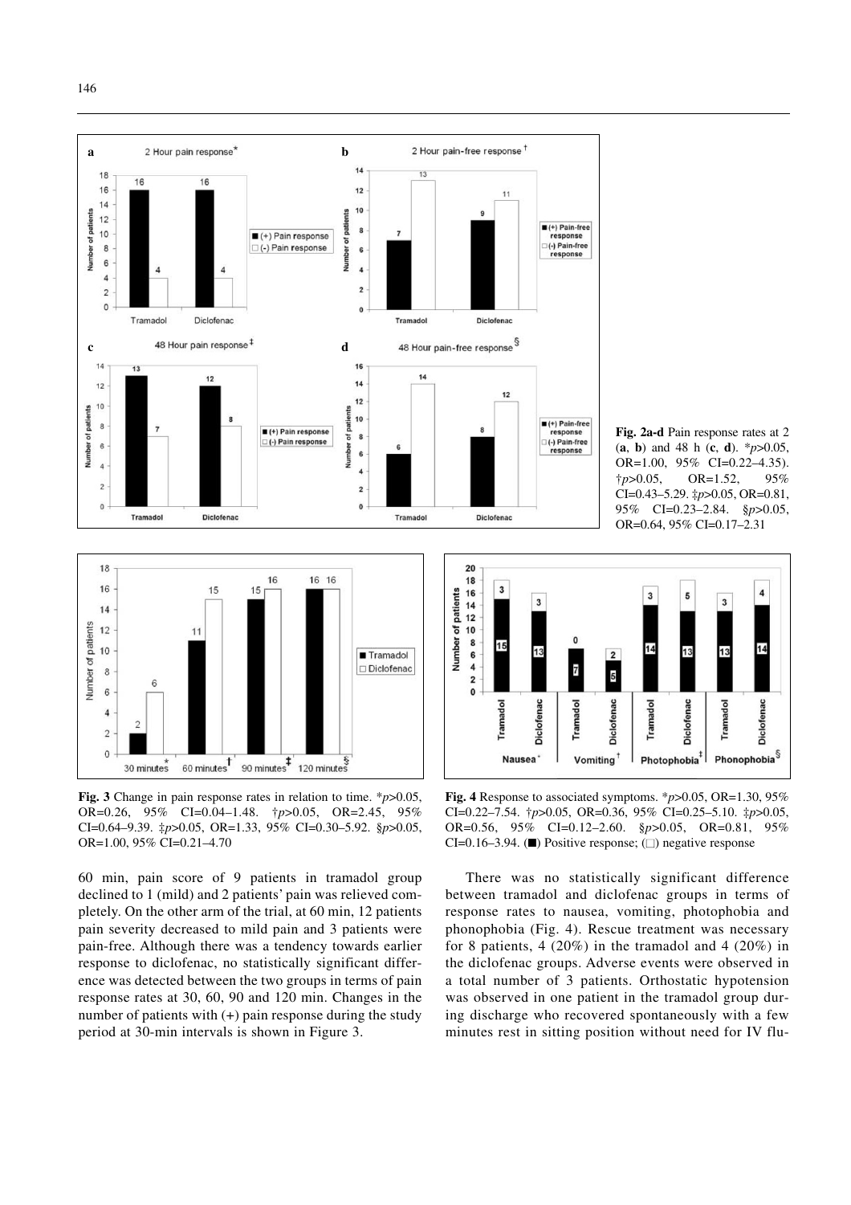**Fig. 2a-d** Pain response rates at 2 (**a**, **b**) and 48 h (**c**, **d**). *$p>0.05$, OR=1.00, 95% CI=0.22–4.35). †$p>0.05$, OR=1.52, 95% CI=0.43–5.29. ‡$p>0.05$, OR=0.81, 95% CI=0.23–2.84. §$p>0.05$, OR=0.64, 95% CI=0.17–2.31

**Fig. 3** Change in pain response rates in relation to time. *$p>0.05$, OR=0.26, 95% CI=0.04–1.48. †$p>0.05$, OR=2.45, 95% CI=0.64–9.39. ‡$p>0.05$, OR=1.33, 95% CI=0.30–5.92. §$p>0.05$, OR=1.00, 95% CI=0.21–4.70

**Fig. 4** Response to associated symptoms. *$p>0.05$, OR=1.30, 95% CI=0.22–7.54. †$p>0.05$, OR=0.36, 95% CI=0.25–5.10. ‡$p>0.05$, OR=0.56, 95% CI=0.12–2.60. §$p>0.05$, OR=0.81, 95% CI=0.16–3.94. (■) Positive response; (□) negative response

60 min, pain score of 9 patients in tramadol group declined to 1 (mild) and 2 patients' pain was relieved completely. On the other arm of the trial, at 60 min, 12 patients pain severity decreased to mild pain and 3 patients were pain-free. Although there was a tendency towards earlier response to diclofenac, no statistically significant difference was detected between the two groups in terms of pain response rates at 30, 60, 90 and 120 min. Changes in the number of patients with (+) pain response during the study period at 30-min intervals is shown in Figure 3.

There was no statistically significant difference between tramadol and diclofenac groups in terms of response rates to nausea, vomiting, photophobia and phonophobia (Fig. 4). Rescue treatment was necessary for 8 patients, 4 (20%) in the tramadol and 4 (20%) in the diclofenac groups. Adverse events were observed in a total number of 3 patients. Orthostatic hypotension was observed in one patient in the tramadol group during discharge who recovered spontaneously with a few minutes rest in sitting position without need for IV flu-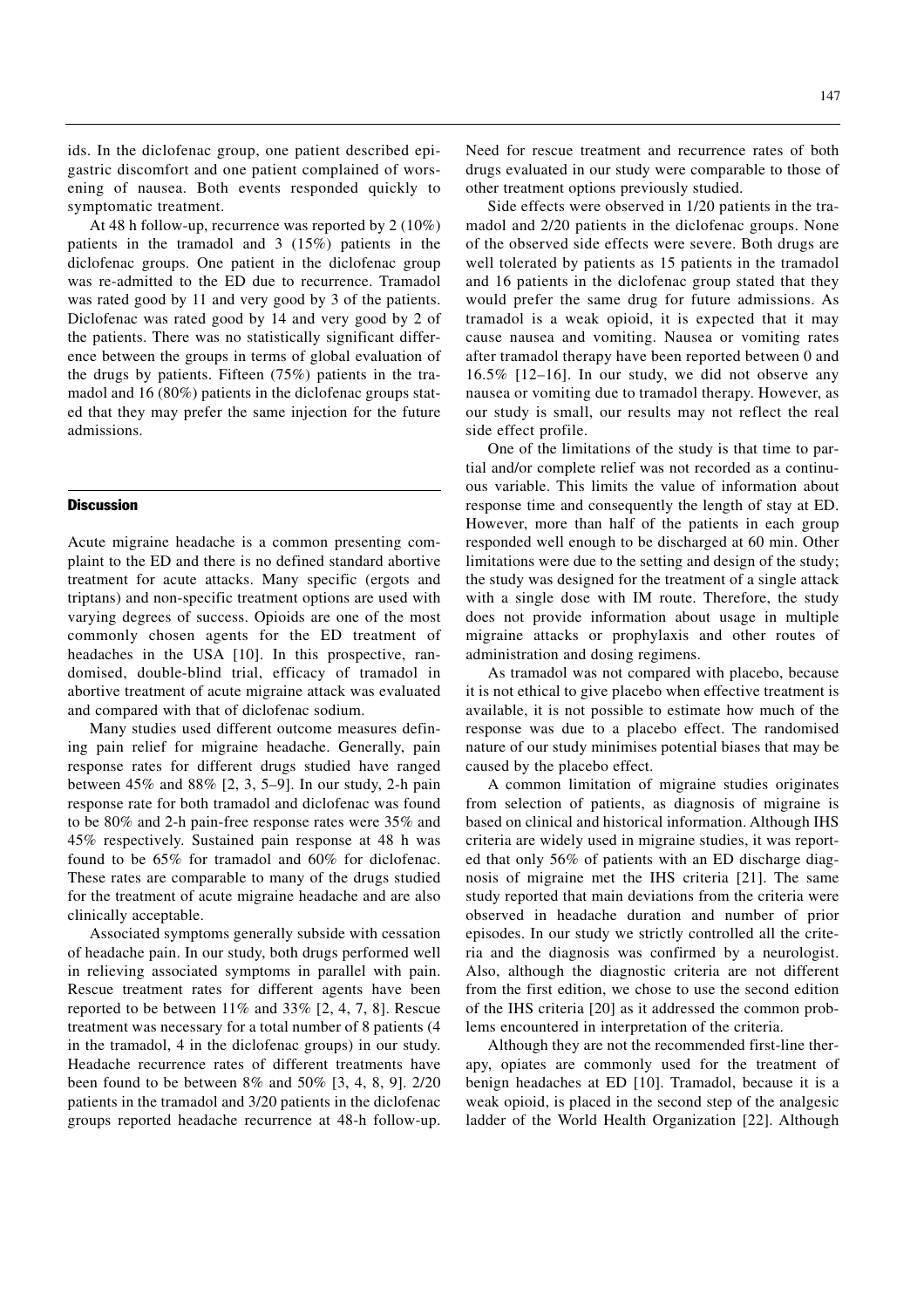ids. In the diclofenac group, one patient described epigastric discomfort and one patient complained of worsening of nausea. Both events responded quickly to symptomatic treatment.

At 48 h follow-up, recurrence was reported by 2 (10%) patients in the tramadol and 3 (15%) patients in the diclofenac groups. One patient in the diclofenac group was re-admitted to the ED due to recurrence. Tramadol was rated good by 11 and very good by 3 of the patients. Diclofenac was rated good by 14 and very good by 2 of the patients. There was no statistically significant difference between the groups in terms of global evaluation of the drugs by patients. Fifteen (75%) patients in the tramadol and 16 (80%) patients in the diclofenac groups stated that they may prefer the same injection for the future admissions.

## Discussion

Acute migraine headache is a common presenting complaint to the ED and there is no defined standard abortive treatment for acute attacks. Many specific (ergots and triptans) and non-specific treatment options are used with varying degrees of success. Opioids are one of the most commonly chosen agents for the ED treatment of headaches in the USA [10]. In this prospective, randomised, double-blind trial, efficacy of tramadol in abortive treatment of acute migraine attack was evaluated and compared with that of diclofenac sodium.

Many studies used different outcome measures defining pain relief for migraine headache. Generally, pain response rates for different drugs studied have ranged between 45% and 88% [2, 3, 5–9]. In our study, 2-h pain response rate for both tramadol and diclofenac was found to be 80% and 2-h pain-free response rates were 35% and 45% respectively. Sustained pain response at 48 h was found to be 65% for tramadol and 60% for diclofenac. These rates are comparable to many of the drugs studied for the treatment of acute migraine headache and are also clinically acceptable.

Associated symptoms generally subside with cessation of headache pain. In our study, both drugs performed well in relieving associated symptoms in parallel with pain. Rescue treatment rates for different agents have been reported to be between 11% and 33% [2, 4, 7, 8]. Rescue treatment was necessary for a total number of 8 patients (4 in the tramadol, 4 in the diclofenac groups) in our study. Headache recurrence rates of different treatments have been found to be between 8% and 50% [3, 4, 8, 9]. 2/20 patients in the tramadol and 3/20 patients in the diclofenac groups reported headache recurrence at 48-h follow-up. Need for rescue treatment and recurrence rates of both drugs evaluated in our study were comparable to those of other treatment options previously studied.

Side effects were observed in 1/20 patients in the tramadol and 2/20 patients in the diclofenac groups. None of the observed side effects were severe. Both drugs are well tolerated by patients as 15 patients in the tramadol and 16 patients in the diclofenac group stated that they would prefer the same drug for future admissions. As tramadol is a weak opioid, it is expected that it may cause nausea and vomiting. Nausea or vomiting rates after tramadol therapy have been reported between 0 and 16.5% [12–16]. In our study, we did not observe any nausea or vomiting due to tramadol therapy. However, as our study is small, our results may not reflect the real side effect profile.

One of the limitations of the study is that time to partial and/or complete relief was not recorded as a continuous variable. This limits the value of information about response time and consequently the length of stay at ED. However, more than half of the patients in each group responded well enough to be discharged at 60 min. Other limitations were due to the setting and design of the study; the study was designed for the treatment of a single attack with a single dose with IM route. Therefore, the study does not provide information about usage in multiple migraine attacks or prophylaxis and other routes of administration and dosing regimens.

As tramadol was not compared with placebo, because it is not ethical to give placebo when effective treatment is available, it is not possible to estimate how much of the response was due to a placebo effect. The randomised nature of our study minimises potential biases that may be caused by the placebo effect.

A common limitation of migraine studies originates from selection of patients, as diagnosis of migraine is based on clinical and historical information. Although IHS criteria are widely used in migraine studies, it was reported that only 56% of patients with an ED discharge diagnosis of migraine met the IHS criteria [21]. The same study reported that main deviations from the criteria were observed in headache duration and number of prior episodes. In our study we strictly controlled all the criteria and the diagnosis was confirmed by a neurologist. Also, although the diagnostic criteria are not different from the first edition, we chose to use the second edition of the IHS criteria [20] as it addressed the common problems encountered in interpretation of the criteria.

Although they are not the recommended first-line therapy, opiates are commonly used for the treatment of benign headaches at ED [10]. Tramadol, because it is a weak opioid, is placed in the second step of the analgesic ladder of the World Health Organization [22]. Although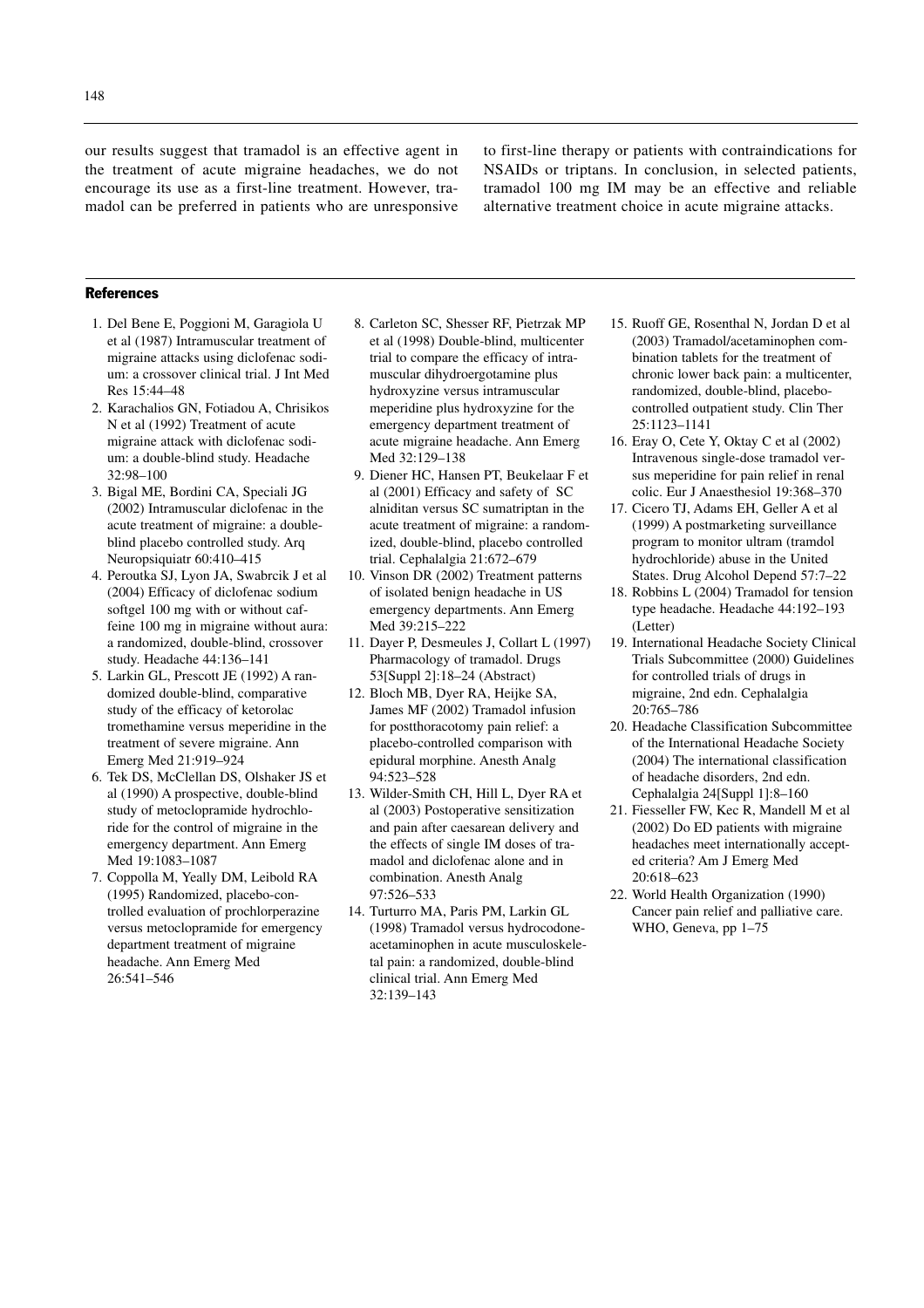our results suggest that tramadol is an effective agent in the treatment of acute migraine headaches, we do not encourage its use as a first-line treatment. However, tramadol can be preferred in patients who are unresponsive to first-line therapy or patients with contraindications for NSAIDs or triptans. In conclusion, in selected patients, tramadol 100 mg IM may be an effective and reliable alternative treatment choice in acute migraine attacks.

## References

1. Del Bene E, Poggioni M, Garagiola U et al (1987) Intramuscular treatment of migraine attacks using diclofenac sodium: a crossover clinical trial. J Int Med Res 15:44–48
2. Karachalios GN, Fotiadou A, Chrisikos N et al (1992) Treatment of acute migraine attack with diclofenac sodium: a double-blind study. Headache 32:98–100
3. Bigal ME, Bordini CA, Speciali JG (2002) Intramuscular diclofenac in the acute treatment of migraine: a double-blind placebo controlled study. Arq Neuropsiquiatr 60:410–415
4. Peroutka SJ, Lyon JA, Swabrcik J et al (2004) Efficacy of diclofenac sodium softgel 100 mg with or without caffeine 100 mg in migraine without aura: a randomized, double-blind, crossover study. Headache 44:136–141
5. Larkin GL, Prescott JE (1992) A randomized double-blind, comparative study of the efficacy of ketorolac tromethamine versus meperidine in the treatment of severe migraine. Ann Emerg Med 21:919–924
6. Tek DS, McClellan DS, Olshaker JS et al (1990) A prospective, double-blind study of metoclopramide hydrochloride for the control of migraine in the emergency department. Ann Emerg Med 19:1083–1087
7. Coppolla M, Yeally DM, Leibold RA (1995) Randomized, placebo-controlled evaluation of prochlorperazine versus metoclopramide for emergency department treatment of migraine headache. Ann Emerg Med 26:541–546
8. Carleton SC, Shesser RF, Pietrzak MP et al (1998) Double-blind, multicenter trial to compare the efficacy of intramuscular dihydroergotamine plus hydroxyzine versus intramuscular meperidine plus hydroxyzine for the emergency department treatment of acute migraine headache. Ann Emerg Med 32:129–138
9. Diener HC, Hansen PT, Beukelaar F et al (2001) Efficacy and safety of SC alniditan versus SC sumatriptan in the acute treatment of migraine: a randomized, double-blind, placebo controlled trial. Cephalalgia 21:672–679
10. Vinson DR (2002) Treatment patterns of isolated benign headache in US emergency departments. Ann Emerg Med 39:215–222
11. Dayer P, Desmeules J, Collart L (1997) Pharmacology of tramadol. Drugs 53[Suppl 2]:18–24 (Abstract)
12. Bloch MB, Dyer RA, Heijke SA, James MF (2002) Tramadol infusion for postthoracotomy pain relief: a placebo-controlled comparison with epidural morphine. Anesth Analg 94:523–528
13. Wilder-Smith CH, Hill L, Dyer RA et al (2003) Postoperative sensitization and pain after caesarean delivery and the effects of single IM doses of tramadol and diclofenac alone and in combination. Anesth Analg 97:526–533
14. Turturro MA, Paris PM, Larkin GL (1998) Tramadol versus hydrocodone-acetaminophen in acute musculoskeletal pain: a randomized, double-blind clinical trial. Ann Emerg Med 32:139–143
15. Ruoff GE, Rosenthal N, Jordan D et al (2003) Tramadol/acetaminophen combination tablets for the treatment of chronic lower back pain: a multicenter, randomized, double-blind, placebo-controlled outpatient study. Clin Ther 25:1123–1141
16. Eray O, Cete Y, Oktay C et al (2002) Intravenous single-dose tramadol versus meperidine for pain relief in renal colic. Eur J Anaesthesiol 19:368–370
17. Cicero TJ, Adams EH, Geller A et al (1999) A postmarketing surveillance program to monitor ultram (tramdol hydrochloride) abuse in the United States. Drug Alcohol Depend 57:7–22
18. Robbins L (2004) Tramadol for tension type headache. Headache 44:192–193 (Letter)
19. International Headache Society Clinical Trials Subcommittee (2000) Guidelines for controlled trials of drugs in migraine, 2nd edn. Cephalalgia 20:765–786
20. Headache Classification Subcommittee of the International Headache Society (2004) The international classification of headache disorders, 2nd edn. Cephalalgia 24[Suppl 1]:8–160
21. Fiesseller FW, Kec R, Mandell M et al (2002) Do ED patients with migraine headaches meet internationally accepted criteria? Am J Emerg Med 20:618–623
22. World Health Organization (1990) Cancer pain relief and palliative care. WHO, Geneva, pp 1–75